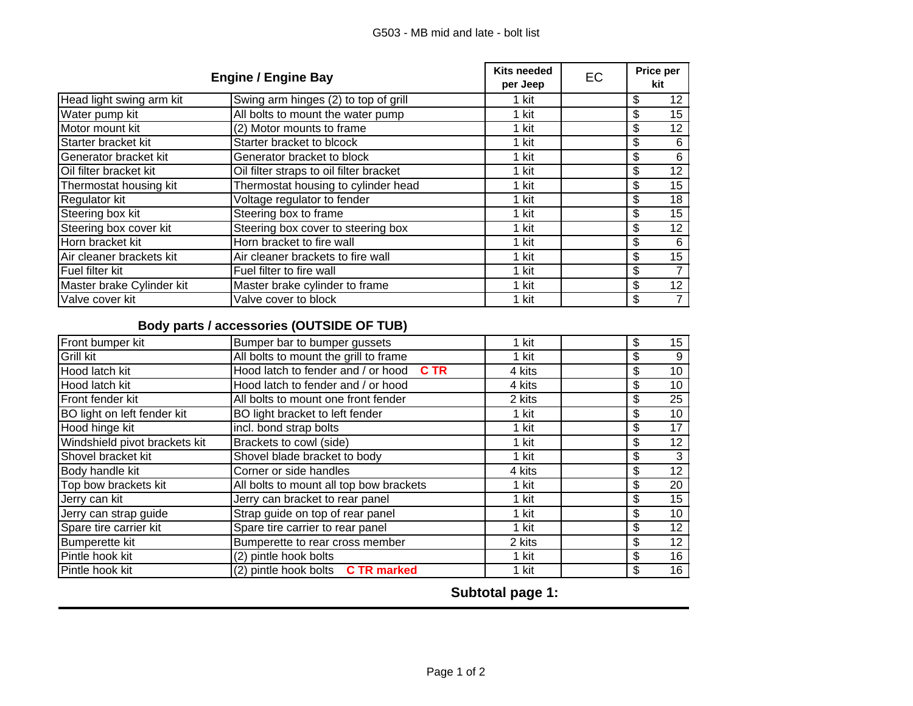# G503 - MB mid and late - bolt list

| Engine / Engine Bay | | Kits needed per Jeep | EC | Price per kit |
|---|---|---|---|---|
| Head light swing arm kit | Swing arm hinges (2) to top of grill | 1 kit | | $ 12 |
| Water pump kit | All bolts to mount the water pump | 1 kit | | $ 15 |
| Motor mount kit | (2) Motor mounts to frame | 1 kit | | $ 12 |
| Starter bracket kit | Starter bracket to blcock | 1 kit | | $ 6 |
| Generator bracket kit | Generator bracket to block | 1 kit | | $ 6 |
| Oil filter bracket kit | Oil filter straps to oil filter bracket | 1 kit | | $ 12 |
| Thermostat housing kit | Thermostat housing to cylinder head | 1 kit | | $ 15 |
| Regulator kit | Voltage regulator to fender | 1 kit | | $ 18 |
| Steering box kit | Steering box to frame | 1 kit | | $ 15 |
| Steering box cover kit | Steering box cover to steering box | 1 kit | | $ 12 |
| Horn bracket kit | Horn bracket to fire wall | 1 kit | | $ 6 |
| Air cleaner brackets kit | Air cleaner brackets to fire wall | 1 kit | | $ 15 |
| Fuel filter kit | Fuel filter to fire wall | 1 kit | | $ 7 |
| Master brake Cylinder kit | Master brake cylinder to frame | 1 kit | | $ 12 |
| Valve cover kit | Valve cover to block | 1 kit | | $ 7 |

**Body parts / accessories (OUTSIDE OF TUB)**

| Item | Description | Kits needed per Jeep | EC | Price per kit |
|---|---|---|---|---|
| Front bumper kit | Bumper bar to bumper gussets | 1 kit | | $ 15 |
| Grill kit | All bolts to mount the grill to frame | 1 kit | | $ 9 |
| Hood latch kit | Hood latch to fender and / or hood **C TR** | 4 kits | | $ 10 |
| Hood latch kit | Hood latch to fender and / or hood | 4 kits | | $ 10 |
| Front fender kit | All bolts to mount one front fender | 2 kits | | $ 25 |
| BO light on left fender kit | BO light bracket to left fender | 1 kit | | $ 10 |
| Hood hinge kit | incl. bond strap bolts | 1 kit | | $ 17 |
| Windshield pivot brackets kit | Brackets to cowl (side) | 1 kit | | $ 12 |
| Shovel bracket kit | Shovel blade bracket to body | 1 kit | | $ 3 |
| Body handle kit | Corner or side handles | 4 kits | | $ 12 |
| Top bow brackets kit | All bolts to mount all top bow brackets | 1 kit | | $ 20 |
| Jerry can kit | Jerry can bracket to rear panel | 1 kit | | $ 15 |
| Jerry can strap guide | Strap guide on top of rear panel | 1 kit | | $ 10 |
| Spare tire carrier kit | Spare tire carrier to rear panel | 1 kit | | $ 12 |
| Bumperette kit | Bumperette to rear cross member | 2 kits | | $ 12 |
| Pintle hook kit | (2) pintle hook bolts | 1 kit | | $ 16 |
| Pintle hook kit | (2) pintle hook bolts **C TR marked** | 1 kit | | $ 16 |

**Subtotal page 1:**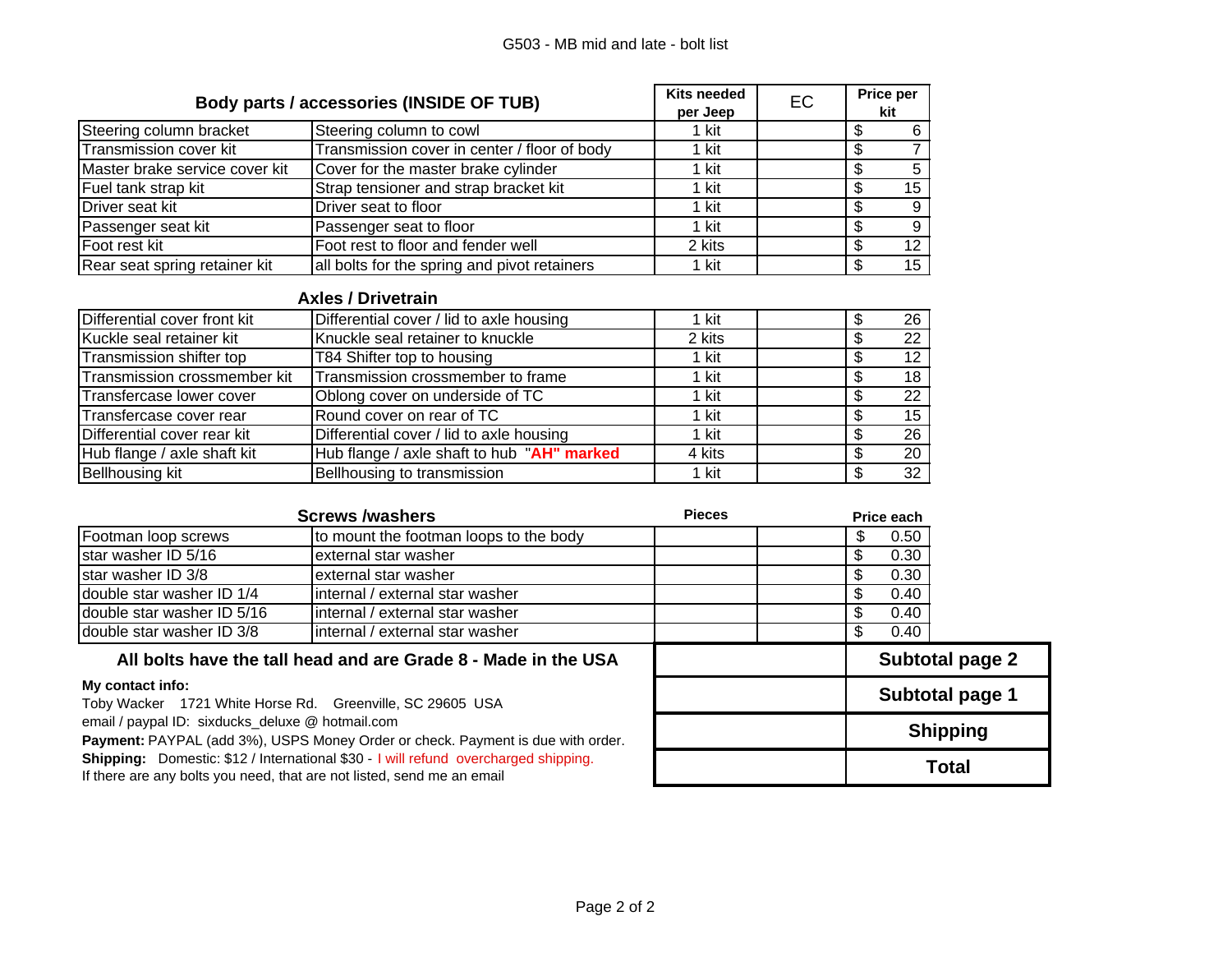# G503 - MB mid and late - bolt list

| Body parts / accessories (INSIDE OF TUB) | | Kits needed per Jeep | EC | Price per kit |
|---|---|---|---|---|
| Steering column bracket | Steering column to cowl | 1 kit | | $ 6 |
| Transmission cover kit | Transmission cover in center / floor of body | 1 kit | | $ 7 |
| Master brake service cover kit | Cover for the master brake cylinder | 1 kit | | $ 5 |
| Fuel tank strap kit | Strap tensioner and strap bracket kit | 1 kit | | $ 15 |
| Driver seat kit | Driver seat to floor | 1 kit | | $ 9 |
| Passenger seat kit | Passenger seat to floor | 1 kit | | $ 9 |
| Foot rest kit | Foot rest to floor and fender well | 2 kits | | $ 12 |
| Rear seat spring retainer kit | all bolts for the spring and pivot retainers | 1 kit | | $ 15 |

### Axles / Drivetrain

| | | | | |
|---|---|---|---|---|
| Differential cover front kit | Differential cover / lid to axle housing | 1 kit | | $ 26 |
| Kuckle seal retainer kit | Knuckle seal retainer to knuckle | 2 kits | | $ 22 |
| Transmission shifter top | T84 Shifter top to housing | 1 kit | | $ 12 |
| Transmission crossmember kit | Transmission crossmember to frame | 1 kit | | $ 18 |
| Transfercase lower cover | Oblong cover on underside of TC | 1 kit | | $ 22 |
| Transfercase cover rear | Round cover on rear of TC | 1 kit | | $ 15 |
| Differential cover rear kit | Differential cover / lid to axle housing | 1 kit | | $ 26 |
| Hub flange / axle shaft kit | Hub flange / axle shaft to hub **"AH" marked** | 4 kits | | $ 20 |
| Bellhousing kit | Bellhousing to transmission | 1 kit | | $ 32 |

| Screws /washers | | Pieces | | Price each |
|---|---|---|---|---|
| Footman loop screws | to mount the footman loops to the body | | | $ 0.50 |
| star washer ID 5/16 | external star washer | | | $ 0.30 |
| star washer ID 3/8 | external star washer | | | $ 0.30 |
| double star washer ID 1/4 | internal / external star washer | | | $ 0.40 |
| double star washer ID 5/16 | internal / external star washer | | | $ 0.40 |
| double star washer ID 3/8 | internal / external star washer | | | $ 0.40 |

**All bolts have the tall head and are Grade 8 - Made in the USA**

| | | |
|---|---|---|
| | | **Subtotal page 2** |
| | | **Subtotal page 1** |
| | | **Shipping** |
| | | **Total** |

**My contact info:**
Toby Wacker 1721 White Horse Rd. Greenville, SC 29605 USA
email / paypal ID: sixducks_deluxe @ hotmail.com
**Payment:** PAYPAL (add 3%), USPS Money Order or check. Payment is due with order.
**Shipping:** Domestic: $12 / International $30 - I will refund overcharged shipping.
If there are any bolts you need, that are not listed, send me an email